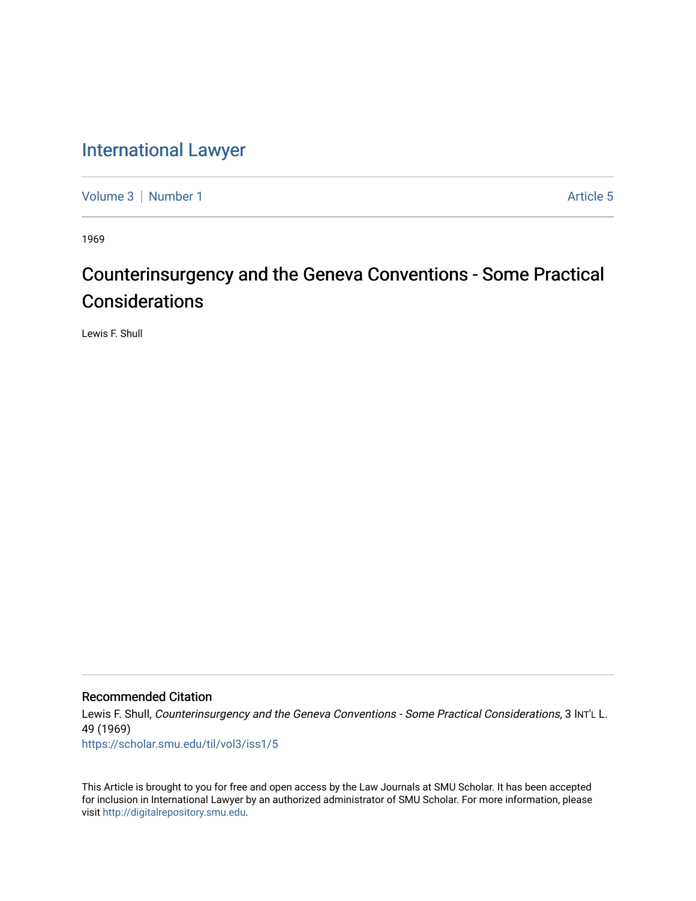# International Lawyer

Volume 3 | Number 1 Article 5

1969

## Counterinsurgency and the Geneva Conventions - Some Practical Considerations

Lewis F. Shull

### Recommended Citation

Lewis F. Shull, *Counterinsurgency and the Geneva Conventions - Some Practical Considerations*, 3 INT'L L. 49 (1969)

https://scholar.smu.edu/til/vol3/iss1/5

This Article is brought to you for free and open access by the Law Journals at SMU Scholar. It has been accepted for inclusion in International Lawyer by an authorized administrator of SMU Scholar. For more information, please visit http://digitalrepository.smu.edu.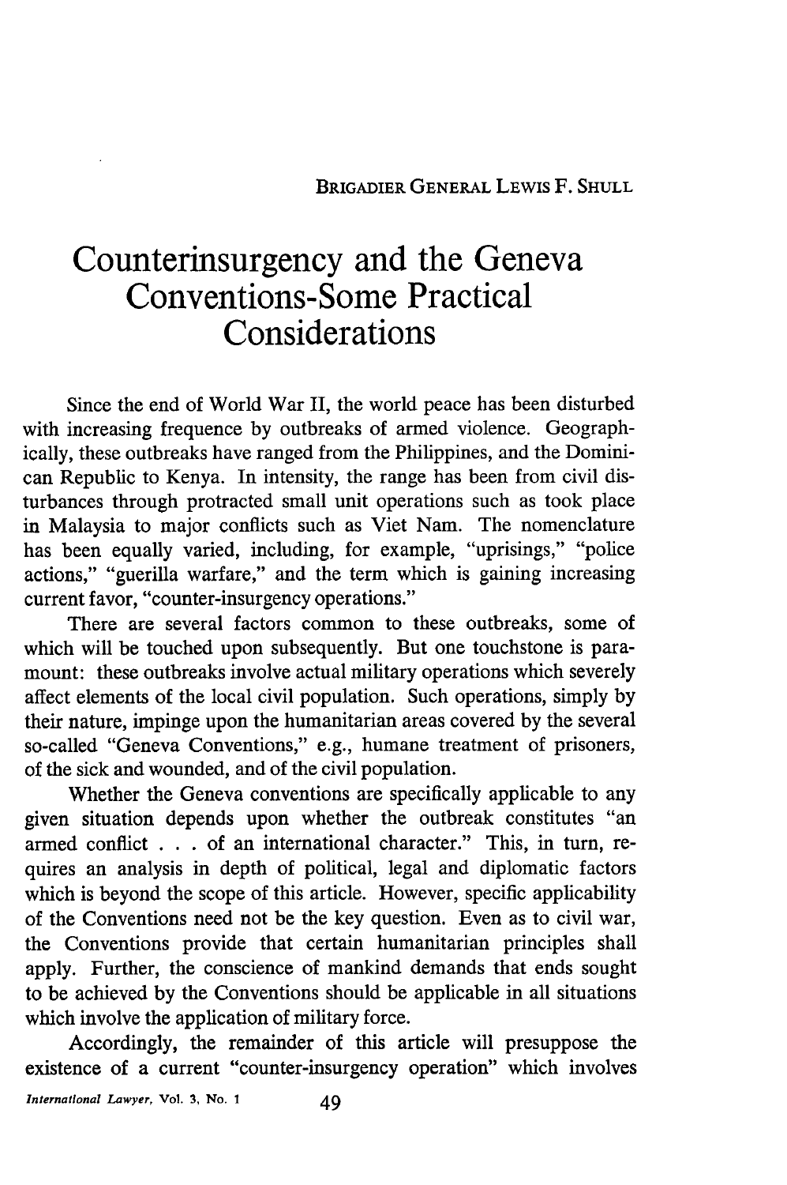BRIGADIER GENERAL LEWIS F. SHULL

# Counterinsurgency and the Geneva Conventions-Some Practical Considerations

Since the end of World War II, the world peace has been disturbed with increasing frequence by outbreaks of armed violence. Geographically, these outbreaks have ranged from the Philippines, and the Dominican Republic to Kenya. In intensity, the range has been from civil disturbances through protracted small unit operations such as took place in Malaysia to major conflicts such as Viet Nam. The nomenclature has been equally varied, including, for example, "uprisings," "police actions," "guerilla warfare," and the term which is gaining increasing current favor, "counter-insurgency operations."

There are several factors common to these outbreaks, some of which will be touched upon subsequently. But one touchstone is paramount: these outbreaks involve actual military operations which severely affect elements of the local civil population. Such operations, simply by their nature, impinge upon the humanitarian areas covered by the several so-called "Geneva Conventions," e.g., humane treatment of prisoners, of the sick and wounded, and of the civil population.

Whether the Geneva conventions are specifically applicable to any given situation depends upon whether the outbreak constitutes "an armed conflict . . . of an international character." This, in turn, requires an analysis in depth of political, legal and diplomatic factors which is beyond the scope of this article. However, specific applicability of the Conventions need not be the key question. Even as to civil war, the Conventions provide that certain humanitarian principles shall apply. Further, the conscience of mankind demands that ends sought to be achieved by the Conventions should be applicable in all situations which involve the application of military force.

Accordingly, the remainder of this article will presuppose the existence of a current "counter-insurgency operation" which involves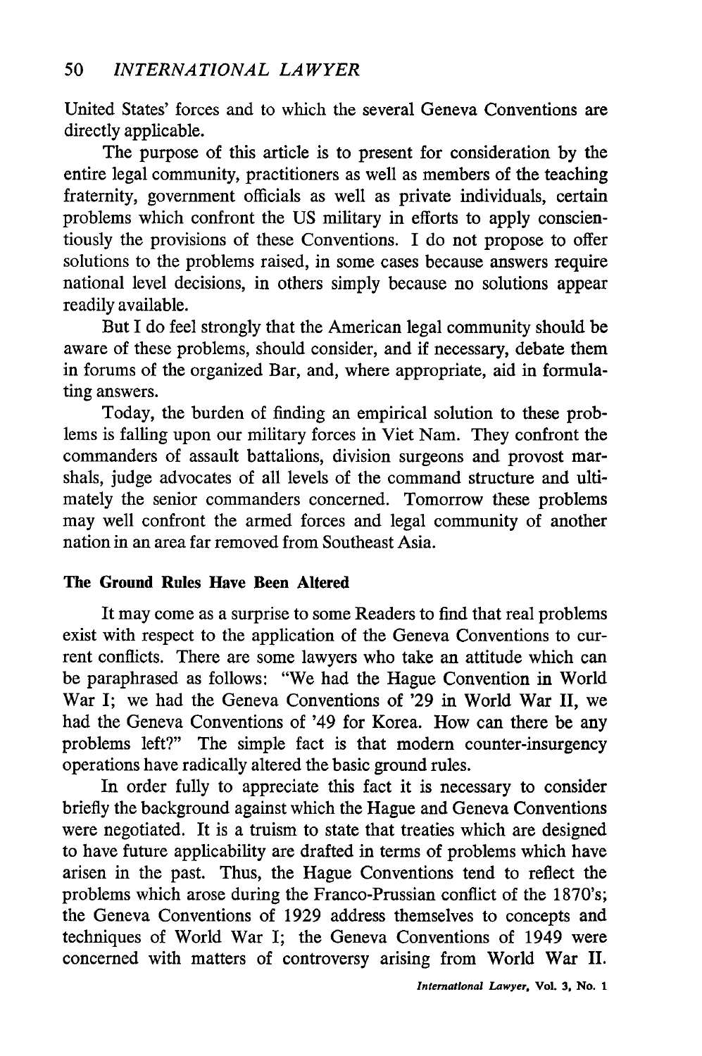United States' forces and to which the several Geneva Conventions are directly applicable.

The purpose of this article is to present for consideration by the entire legal community, practitioners as well as members of the teaching fraternity, government officials as well as private individuals, certain problems which confront the US military in efforts to apply conscientiously the provisions of these Conventions. I do not propose to offer solutions to the problems raised, in some cases because answers require national level decisions, in others simply because no solutions appear readily available.

But I do feel strongly that the American legal community should be aware of these problems, should consider, and if necessary, debate them in forums of the organized Bar, and, where appropriate, aid in formulating answers.

Today, the burden of finding an empirical solution to these problems is falling upon our military forces in Viet Nam. They confront the commanders of assault battalions, division surgeons and provost marshals, judge advocates of all levels of the command structure and ultimately the senior commanders concerned. Tomorrow these problems may well confront the armed forces and legal community of another nation in an area far removed from Southeast Asia.

**The Ground Rules Have Been Altered**

It may come as a surprise to some Readers to find that real problems exist with respect to the application of the Geneva Conventions to current conflicts. There are some lawyers who take an attitude which can be paraphrased as follows: "We had the Hague Convention in World War I; we had the Geneva Conventions of '29 in World War II, we had the Geneva Conventions of '49 for Korea. How can there be any problems left?" The simple fact is that modern counter-insurgency operations have radically altered the basic ground rules.

In order fully to appreciate this fact it is necessary to consider briefly the background against which the Hague and Geneva Conventions were negotiated. It is a truism to state that treaties which are designed to have future applicability are drafted in terms of problems which have arisen in the past. Thus, the Hague Conventions tend to reflect the problems which arose during the Franco-Prussian conflict of the 1870's; the Geneva Conventions of 1929 address themselves to concepts and techniques of World War I; the Geneva Conventions of 1949 were concerned with matters of controversy arising from World War II.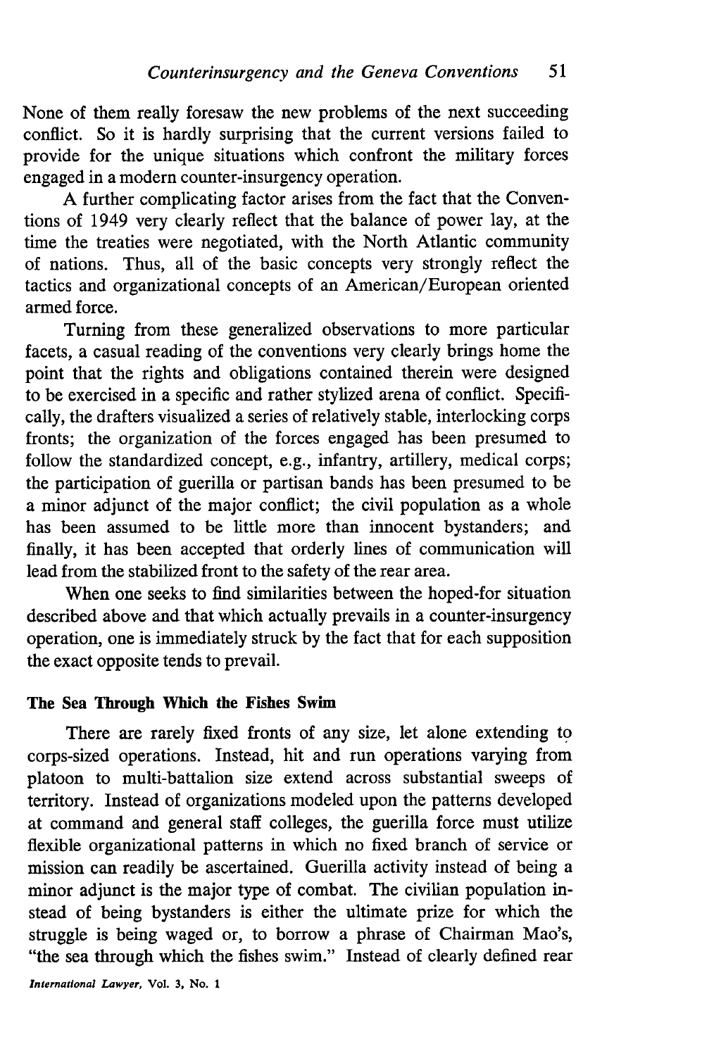None of them really foresaw the new problems of the next succeeding conflict. So it is hardly surprising that the current versions failed to provide for the unique situations which confront the military forces engaged in a modern counter-insurgency operation.

A further complicating factor arises from the fact that the Conventions of 1949 very clearly reflect that the balance of power lay, at the time the treaties were negotiated, with the North Atlantic community of nations. Thus, all of the basic concepts very strongly reflect the tactics and organizational concepts of an American/European oriented armed force.

Turning from these generalized observations to more particular facets, a casual reading of the conventions very clearly brings home the point that the rights and obligations contained therein were designed to be exercised in a specific and rather stylized arena of conflict. Specifically, the drafters visualized a series of relatively stable, interlocking corps fronts; the organization of the forces engaged has been presumed to follow the standardized concept, e.g., infantry, artillery, medical corps; the participation of guerilla or partisan bands has been presumed to be a minor adjunct of the major conflict; the civil population as a whole has been assumed to be little more than innocent bystanders; and finally, it has been accepted that orderly lines of communication will lead from the stabilized front to the safety of the rear area.

When one seeks to find similarities between the hoped-for situation described above and that which actually prevails in a counter-insurgency operation, one is immediately struck by the fact that for each supposition the exact opposite tends to prevail.

### The Sea Through Which the Fishes Swim

There are rarely fixed fronts of any size, let alone extending to corps-sized operations. Instead, hit and run operations varying from platoon to multi-battalion size extend across substantial sweeps of territory. Instead of organizations modeled upon the patterns developed at command and general staff colleges, the guerilla force must utilize flexible organizational patterns in which no fixed branch of service or mission can readily be ascertained. Guerilla activity instead of being a minor adjunct is the major type of combat. The civilian population instead of being bystanders is either the ultimate prize for which the struggle is being waged or, to borrow a phrase of Chairman Mao's, "the sea through which the fishes swim." Instead of clearly defined rear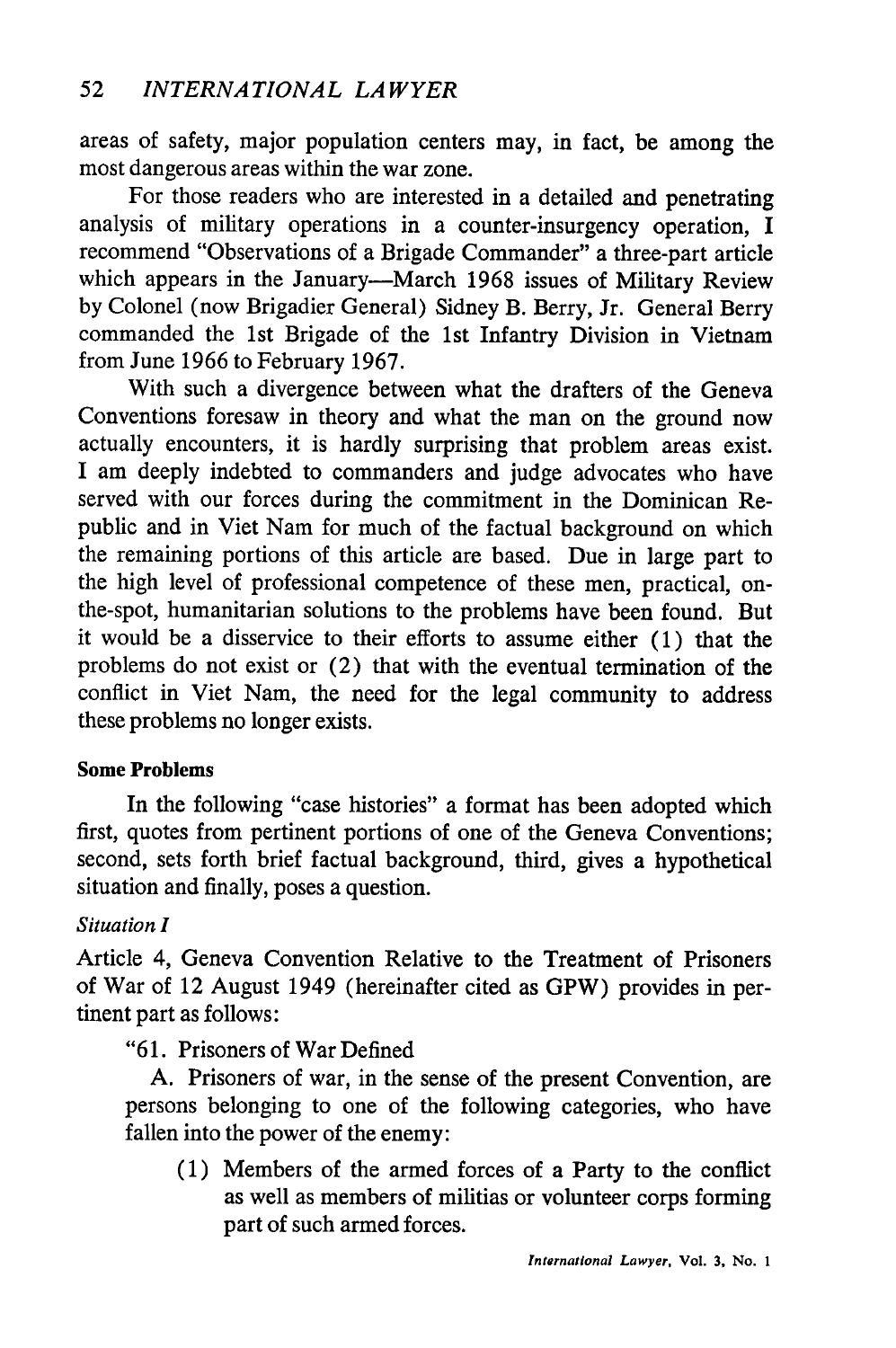areas of safety, major population centers may, in fact, be among the most dangerous areas within the war zone.

For those readers who are interested in a detailed and penetrating analysis of military operations in a counter-insurgency operation, I recommend "Observations of a Brigade Commander" a three-part article which appears in the January—March 1968 issues of Military Review by Colonel (now Brigadier General) Sidney B. Berry, Jr. General Berry commanded the 1st Brigade of the 1st Infantry Division in Vietnam from June 1966 to February 1967.

With such a divergence between what the drafters of the Geneva Conventions foresaw in theory and what the man on the ground now actually encounters, it is hardly surprising that problem areas exist. I am deeply indebted to commanders and judge advocates who have served with our forces during the commitment in the Dominican Republic and in Viet Nam for much of the factual background on which the remaining portions of this article are based. Due in large part to the high level of professional competence of these men, practical, on-the-spot, humanitarian solutions to the problems have been found. But it would be a disservice to their efforts to assume either (1) that the problems do not exist or (2) that with the eventual termination of the conflict in Viet Nam, the need for the legal community to address these problems no longer exists.

**Some Problems**

In the following "case histories" a format has been adopted which first, quotes from pertinent portions of one of the Geneva Conventions; second, sets forth brief factual background, third, gives a hypothetical situation and finally, poses a question.

*Situation I*

Article 4, Geneva Convention Relative to the Treatment of Prisoners of War of 12 August 1949 (hereinafter cited as GPW) provides in pertinent part as follows:

"61. Prisoners of War Defined

A. Prisoners of war, in the sense of the present Convention, are persons belonging to one of the following categories, who have fallen into the power of the enemy:

(1) Members of the armed forces of a Party to the conflict as well as members of militias or volunteer corps forming part of such armed forces.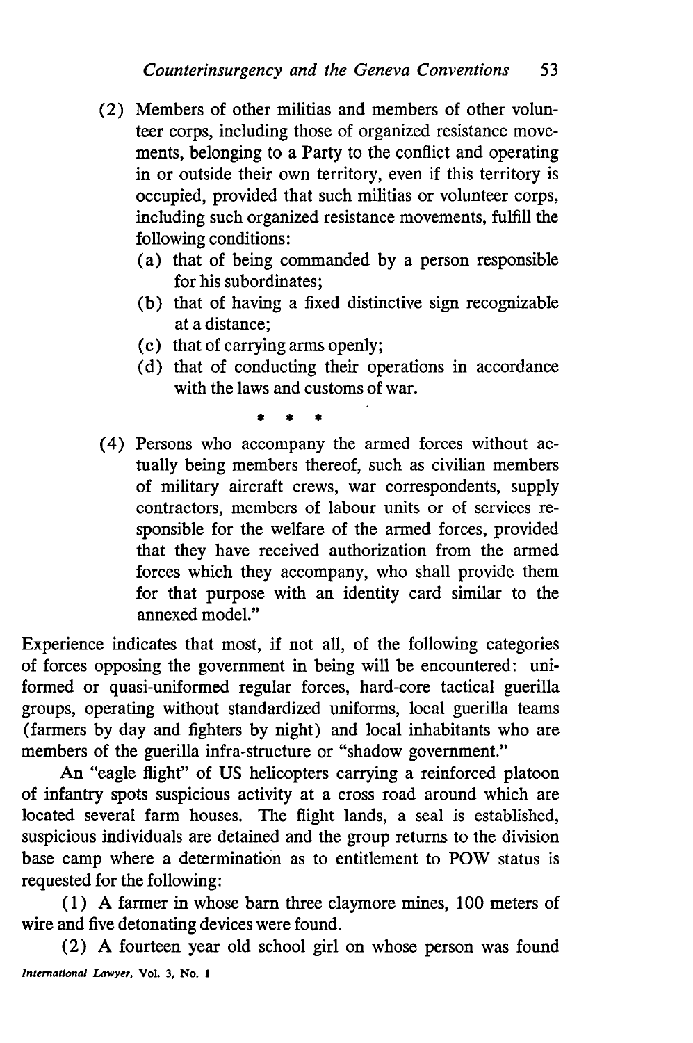(2) Members of other militias and members of other volunteer corps, including those of organized resistance movements, belonging to a Party to the conflict and operating in or outside their own territory, even if this territory is occupied, provided that such militias or volunteer corps, including such organized resistance movements, fulfill the following conditions:

(a) that of being commanded by a person responsible for his subordinates;

(b) that of having a fixed distinctive sign recognizable at a distance;

(c) that of carrying arms openly;

(d) that of conducting their operations in accordance with the laws and customs of war.

\* \* \*

(4) Persons who accompany the armed forces without actually being members thereof, such as civilian members of military aircraft crews, war correspondents, supply contractors, members of labour units or of services responsible for the welfare of the armed forces, provided that they have received authorization from the armed forces which they accompany, who shall provide them for that purpose with an identity card similar to the annexed model."

Experience indicates that most, if not all, of the following categories of forces opposing the government in being will be encountered: uniformed or quasi-uniformed regular forces, hard-core tactical guerilla groups, operating without standardized uniforms, local guerilla teams (farmers by day and fighters by night) and local inhabitants who are members of the guerilla infra-structure or "shadow government."

An "eagle flight" of US helicopters carrying a reinforced platoon of infantry spots suspicious activity at a cross road around which are located several farm houses. The flight lands, a seal is established, suspicious individuals are detained and the group returns to the division base camp where a determination as to entitlement to POW status is requested for the following:

(1) A farmer in whose barn three claymore mines, 100 meters of wire and five detonating devices were found.

(2) A fourteen year old school girl on whose person was found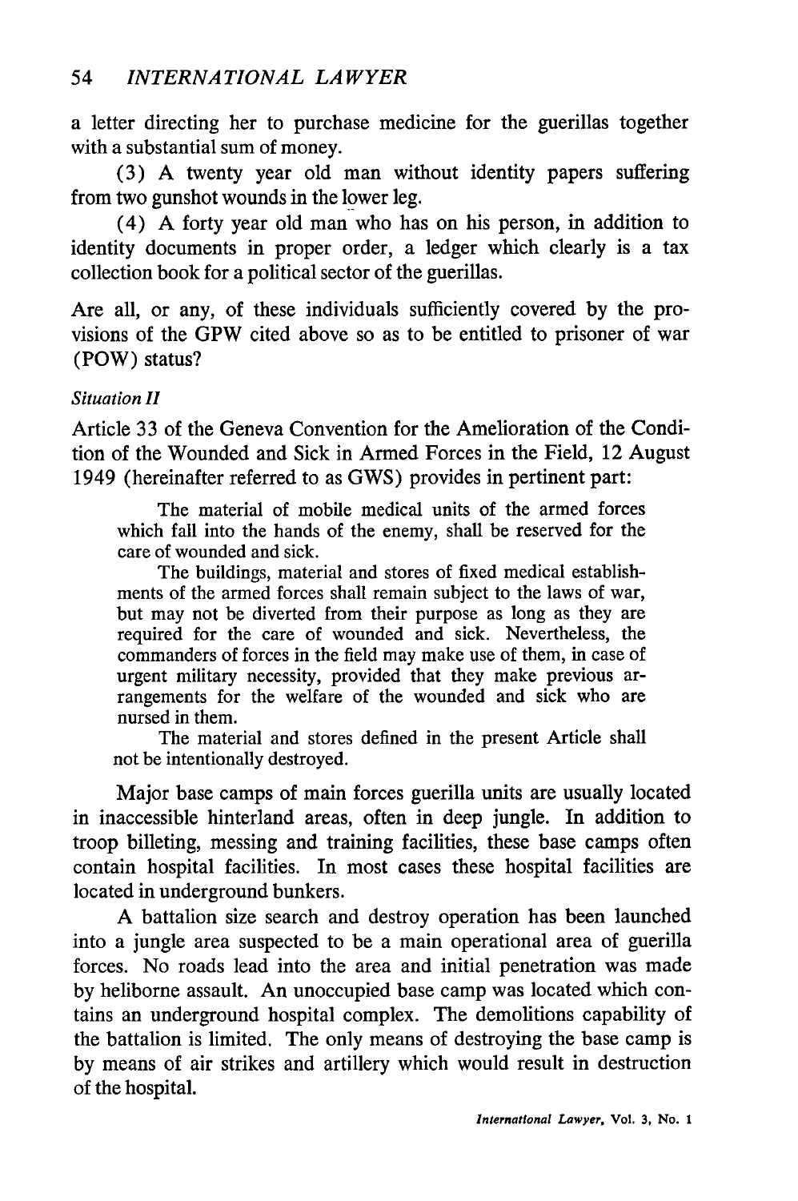a letter directing her to purchase medicine for the guerillas together with a substantial sum of money.

(3) A twenty year old man without identity papers suffering from two gunshot wounds in the lower leg.

(4) A forty year old man who has on his person, in addition to identity documents in proper order, a ledger which clearly is a tax collection book for a political sector of the guerillas.

Are all, or any, of these individuals sufficiently covered by the provisions of the GPW cited above so as to be entitled to prisoner of war (POW) status?

*Situation II*

Article 33 of the Geneva Convention for the Amelioration of the Condition of the Wounded and Sick in Armed Forces in the Field, 12 August 1949 (hereinafter referred to as GWS) provides in pertinent part:

> The material of mobile medical units of the armed forces which fall into the hands of the enemy, shall be reserved for the care of wounded and sick.
>
> The buildings, material and stores of fixed medical establishments of the armed forces shall remain subject to the laws of war, but may not be diverted from their purpose as long as they are required for the care of wounded and sick. Nevertheless, the commanders of forces in the field may make use of them, in case of urgent military necessity, provided that they make previous arrangements for the welfare of the wounded and sick who are nursed in them.
>
> The material and stores defined in the present Article shall not be intentionally destroyed.

Major base camps of main forces guerilla units are usually located in inaccessible hinterland areas, often in deep jungle. In addition to troop billeting, messing and training facilities, these base camps often contain hospital facilities. In most cases these hospital facilities are located in underground bunkers.

A battalion size search and destroy operation has been launched into a jungle area suspected to be a main operational area of guerilla forces. No roads lead into the area and initial penetration was made by heliborne assault. An unoccupied base camp was located which contains an underground hospital complex. The demolitions capability of the battalion is limited. The only means of destroying the base camp is by means of air strikes and artillery which would result in destruction of the hospital.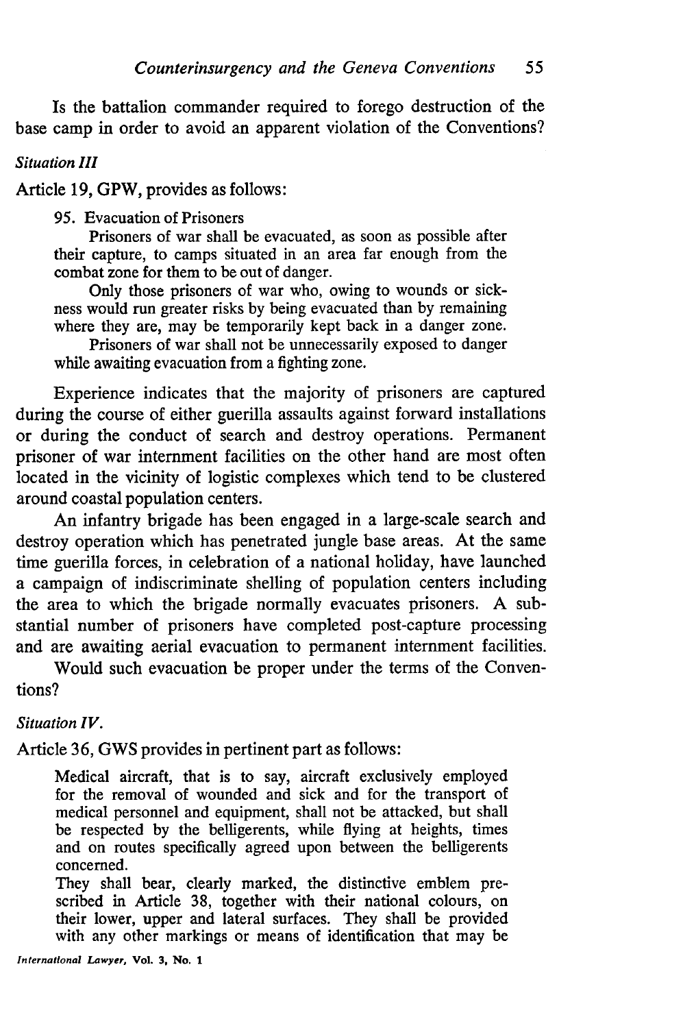Is the battalion commander required to forego destruction of the base camp in order to avoid an apparent violation of the Conventions?

*Situation III*

Article 19, GPW, provides as follows:

> 95. Evacuation of Prisoners
>
> Prisoners of war shall be evacuated, as soon as possible after their capture, to camps situated in an area far enough from the combat zone for them to be out of danger.
>
> Only those prisoners of war who, owing to wounds or sickness would run greater risks by being evacuated than by remaining where they are, may be temporarily kept back in a danger zone.
>
> Prisoners of war shall not be unnecessarily exposed to danger while awaiting evacuation from a fighting zone.

Experience indicates that the majority of prisoners are captured during the course of either guerilla assaults against forward installations or during the conduct of search and destroy operations. Permanent prisoner of war internment facilities on the other hand are most often located in the vicinity of logistic complexes which tend to be clustered around coastal population centers.

An infantry brigade has been engaged in a large-scale search and destroy operation which has penetrated jungle base areas. At the same time guerilla forces, in celebration of a national holiday, have launched a campaign of indiscriminate shelling of population centers including the area to which the brigade normally evacuates prisoners. A substantial number of prisoners have completed post-capture processing and are awaiting aerial evacuation to permanent internment facilities.

Would such evacuation be proper under the terms of the Conventions?

*Situation IV.*

Article 36, GWS provides in pertinent part as follows:

> Medical aircraft, that is to say, aircraft exclusively employed for the removal of wounded and sick and for the transport of medical personnel and equipment, shall not be attacked, but shall be respected by the belligerents, while flying at heights, times and on routes specifically agreed upon between the belligerents concerned.
>
> They shall bear, clearly marked, the distinctive emblem prescribed in Article 38, together with their national colours, on their lower, upper and lateral surfaces. They shall be provided with any other markings or means of identification that may be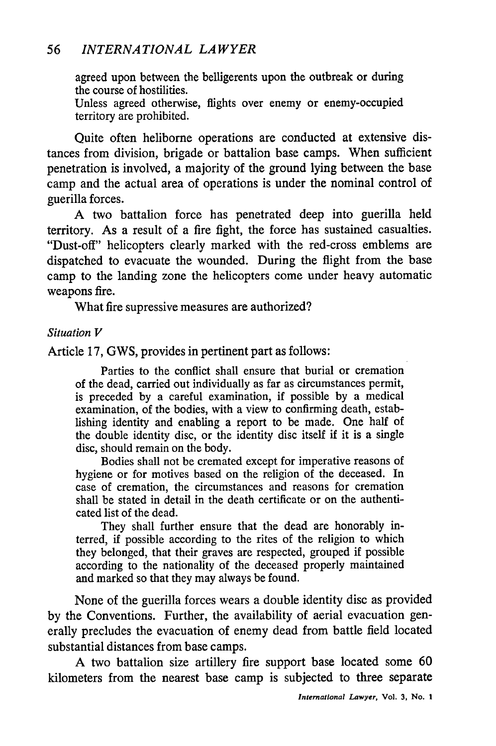> agreed upon between the belligerents upon the outbreak or during the course of hostilities.
>
> Unless agreed otherwise, flights over enemy or enemy-occupied territory are prohibited.

Quite often heliborne operations are conducted at extensive distances from division, brigade or battalion base camps. When sufficient penetration is involved, a majority of the ground lying between the base camp and the actual area of operations is under the nominal control of guerilla forces.

A two battalion force has penetrated deep into guerilla held territory. As a result of a fire fight, the force has sustained casualties. "Dust-off" helicopters clearly marked with the red-cross emblems are dispatched to evacuate the wounded. During the flight from the base camp to the landing zone the helicopters come under heavy automatic weapons fire.

What fire supressive measures are authorized?

*Situation V*

Article 17, GWS, provides in pertinent part as follows:

> Parties to the conflict shall ensure that burial or cremation of the dead, carried out individually as far as circumstances permit, is preceded by a careful examination, if possible by a medical examination, of the bodies, with a view to confirming death, establishing identity and enabling a report to be made. One half of the double identity disc, or the identity disc itself if it is a single disc, should remain on the body.
>
> Bodies shall not be cremated except for imperative reasons of hygiene or for motives based on the religion of the deceased. In case of cremation, the circumstances and reasons for cremation shall be stated in detail in the death certificate or on the authenticated list of the dead.
>
> They shall further ensure that the dead are honorably interred, if possible according to the rites of the religion to which they belonged, that their graves are respected, grouped if possible according to the nationality of the deceased properly maintained and marked so that they may always be found.

None of the guerilla forces wears a double identity disc as provided by the Conventions. Further, the availability of aerial evacuation generally precludes the evacuation of enemy dead from battle field located substantial distances from base camps.

A two battalion size artillery fire support base located some 60 kilometers from the nearest base camp is subjected to three separate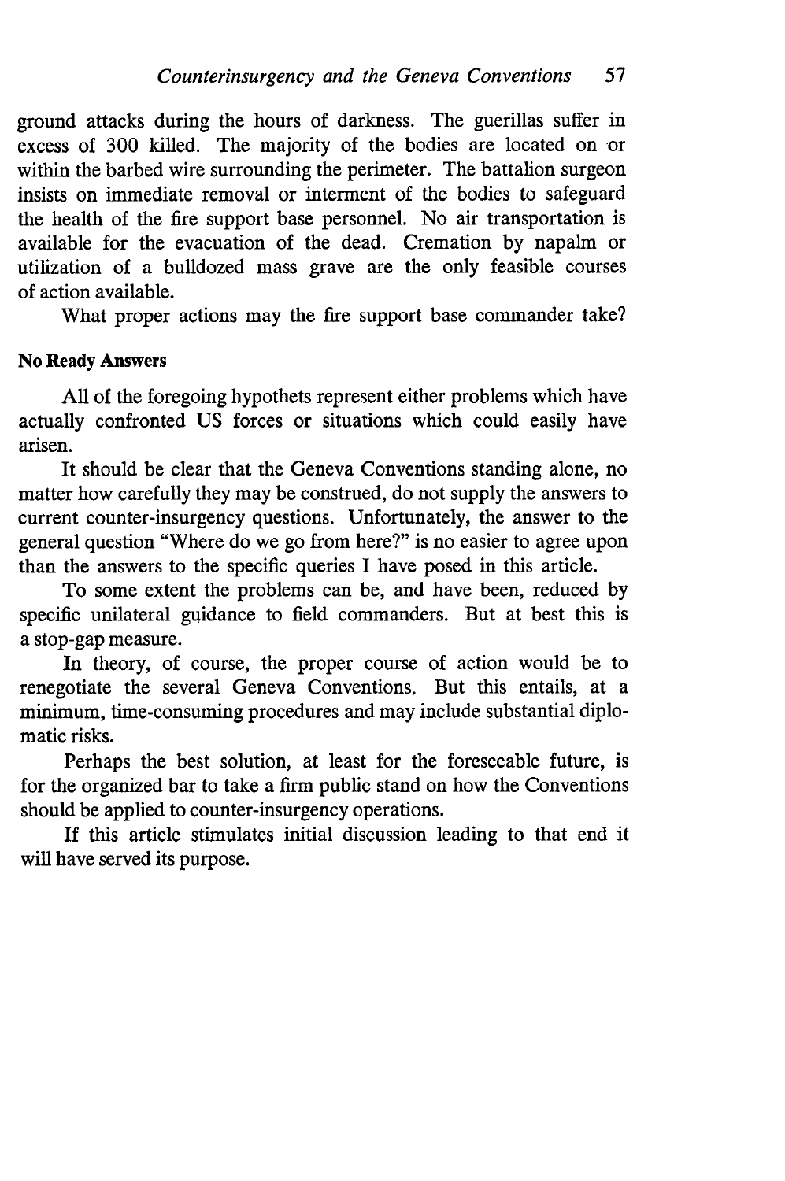ground attacks during the hours of darkness. The guerillas suffer in excess of 300 killed. The majority of the bodies are located on or within the barbed wire surrounding the perimeter. The battalion surgeon insists on immediate removal or interment of the bodies to safeguard the health of the fire support base personnel. No air transportation is available for the evacuation of the dead. Cremation by napalm or utilization of a bulldozed mass grave are the only feasible courses of action available.

What proper actions may the fire support base commander take?

**No Ready Answers**

All of the foregoing hypothets represent either problems which have actually confronted US forces or situations which could easily have arisen.

It should be clear that the Geneva Conventions standing alone, no matter how carefully they may be construed, do not supply the answers to current counter-insurgency questions. Unfortunately, the answer to the general question "Where do we go from here?" is no easier to agree upon than the answers to the specific queries I have posed in this article.

To some extent the problems can be, and have been, reduced by specific unilateral guidance to field commanders. But at best this is a stop-gap measure.

In theory, of course, the proper course of action would be to renegotiate the several Geneva Conventions. But this entails, at a minimum, time-consuming procedures and may include substantial diplomatic risks.

Perhaps the best solution, at least for the foreseeable future, is for the organized bar to take a firm public stand on how the Conventions should be applied to counter-insurgency operations.

If this article stimulates initial discussion leading to that end it will have served its purpose.